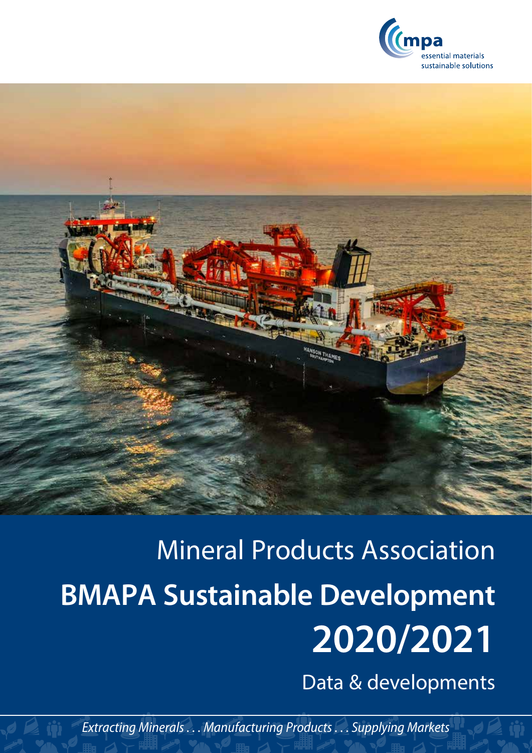mpa

essential materials
sustainable solutions

Mineral Products Association

# BMAPA Sustainable Development 2020/2021

Data & developments

*Extracting Minerals . . . Manufacturing Products . . . Supplying Markets*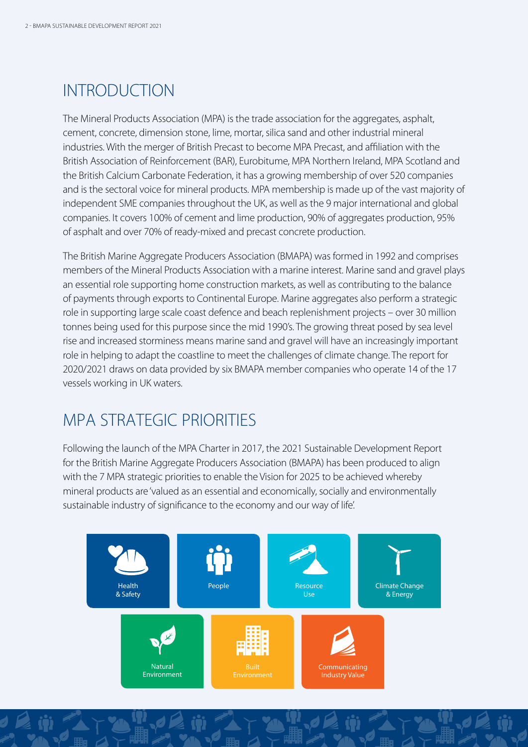# INTRODUCTION

The Mineral Products Association (MPA) is the trade association for the aggregates, asphalt, cement, concrete, dimension stone, lime, mortar, silica sand and other industrial mineral industries. With the merger of British Precast to become MPA Precast, and affiliation with the British Association of Reinforcement (BAR), Eurobitume, MPA Northern Ireland, MPA Scotland and the British Calcium Carbonate Federation, it has a growing membership of over 520 companies and is the sectoral voice for mineral products. MPA membership is made up of the vast majority of independent SME companies throughout the UK, as well as the 9 major international and global companies. It covers 100% of cement and lime production, 90% of aggregates production, 95% of asphalt and over 70% of ready-mixed and precast concrete production.

The British Marine Aggregate Producers Association (BMAPA) was formed in 1992 and comprises members of the Mineral Products Association with a marine interest. Marine sand and gravel plays an essential role supporting home construction markets, as well as contributing to the balance of payments through exports to Continental Europe. Marine aggregates also perform a strategic role in supporting large scale coast defence and beach replenishment projects – over 30 million tonnes being used for this purpose since the mid 1990's. The growing threat posed by sea level rise and increased storminess means marine sand and gravel will have an increasingly important role in helping to adapt the coastline to meet the challenges of climate change. The report for 2020/2021 draws on data provided by six BMAPA member companies who operate 14 of the 17 vessels working in UK waters.

# MPA STRATEGIC PRIORITIES

Following the launch of the MPA Charter in 2017, the 2021 Sustainable Development Report for the British Marine Aggregate Producers Association (BMAPA) has been produced to align with the 7 MPA strategic priorities to enable the Vision for 2025 to be achieved whereby mineral products are 'valued as an essential and economically, socially and environmentally sustainable industry of significance to the economy and our way of life'.

- Health & Safety
- People
- Resource Use
- Climate Change & Energy
- Natural Environment
- Built Environment
- Communicating Industry Value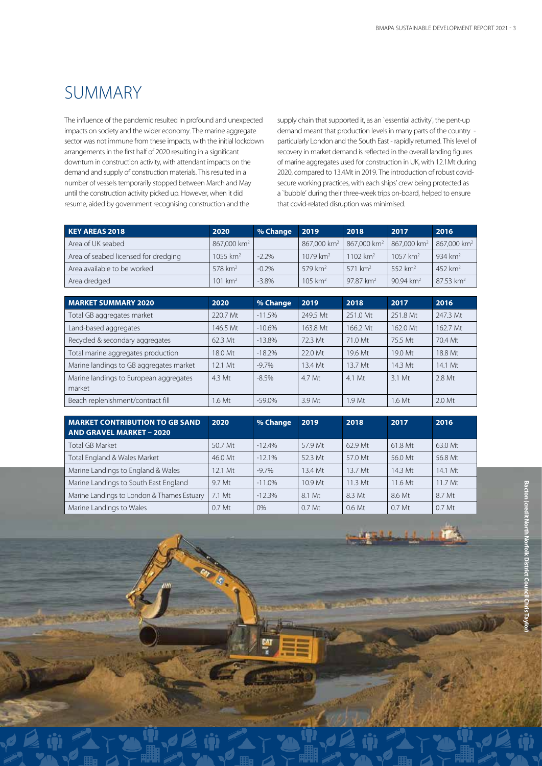# SUMMARY

The influence of the pandemic resulted in profound and unexpected impacts on society and the wider economy. The marine aggregate sector was not immune from these impacts, with the initial lockdown arrangements in the first half of 2020 resulting in a significant downturn in construction activity, with attendant impacts on the demand and supply of construction materials. This resulted in a number of vessels temporarily stopped between March and May until the construction activity picked up. However, when it did resume, aided by government recognising construction and the supply chain that supported it, as an `essential activity', the pent-up demand meant that production levels in many parts of the country - particularly London and the South East - rapidly returned. This level of recovery in market demand is reflected in the overall landing figures of marine aggregates used for construction in UK, with 12.1Mt during 2020, compared to 13.4Mt in 2019. The introduction of robust covid-secure working practices, with each ships' crew being protected as a `bubble' during their three-week trips on-board, helped to ensure that covid-related disruption was minimised.

| KEY AREAS 2018 | 2020 | % Change | 2019 | 2018 | 2017 | 2016 |
|---|---|---|---|---|---|---|
| Area of UK seabed | 867,000 km² | | 867,000 km² | 867,000 km² | 867,000 km² | 867,000 km² |
| Area of seabed licensed for dredging | 1055 km² | -2.2% | 1079 km² | 1102 km² | 1057 km² | 934 km² |
| Area available to be worked | 578 km² | -0.2% | 579 km² | 571 km² | 552 km² | 452 km² |
| Area dredged | 101 km² | -3.8% | 105 km² | 97.87 km² | 90.94 km² | 87.53 km² |

| MARKET SUMMARY 2020 | 2020 | % Change | 2019 | 2018 | 2017 | 2016 |
|---|---|---|---|---|---|---|
| Total GB aggregates market | 220.7 Mt | -11.5% | 249.5 Mt | 251.0 Mt | 251.8 Mt | 247.3 Mt |
| Land-based aggregates | 146.5 Mt | -10.6% | 163.8 Mt | 166.2 Mt | 162.0 Mt | 162.7 Mt |
| Recycled & secondary aggregates | 62.3 Mt | -13.8% | 72.3 Mt | 71.0 Mt | 75.5 Mt | 70.4 Mt |
| Total marine aggregates production | 18.0 Mt | -18.2% | 22.0 Mt | 19.6 Mt | 19.0 Mt | 18.8 Mt |
| Marine landings to GB aggregates market | 12.1 Mt | -9.7% | 13.4 Mt | 13.7 Mt | 14.3 Mt | 14.1 Mt |
| Marine landings to European aggregates market | 4.3 Mt | -8.5% | 4.7 Mt | 4.1 Mt | 3.1 Mt | 2.8 Mt |
| Beach replenishment/contract fill | 1.6 Mt | -59.0% | 3.9 Mt | 1.9 Mt | 1.6 Mt | 2.0 Mt |

| MARKET CONTRIBUTION TO GB SAND AND GRAVEL MARKET – 2020 | 2020 | % Change | 2019 | 2018 | 2017 | 2016 |
|---|---|---|---|---|---|---|
| Total GB Market | 50.7 Mt | -12.4% | 57.9 Mt | 62.9 Mt | 61.8 Mt | 63.0 Mt |
| Total England & Wales Market | 46.0 Mt | -12.1% | 52.3 Mt | 57.0 Mt | 56.0 Mt | 56.8 Mt |
| Marine Landings to England & Wales | 12.1 Mt | -9.7% | 13.4 Mt | 13.7 Mt | 14.3 Mt | 14.1 Mt |
| Marine Landings to South East England | 9.7 Mt | -11.0% | 10.9 Mt | 11.3 Mt | 11.6 Mt | 11.7 Mt |
| Marine Landings to London & Thames Estuary | 7.1 Mt | -12.3% | 8.1 Mt | 8.3 Mt | 8.6 Mt | 8.7 Mt |
| Marine Landings to Wales | 0.7 Mt | 0% | 0.7 Mt | 0.6 Mt | 0.7 Mt | 0.7 Mt |

Bacton (credit North Norfolk District Council Chris Taylor)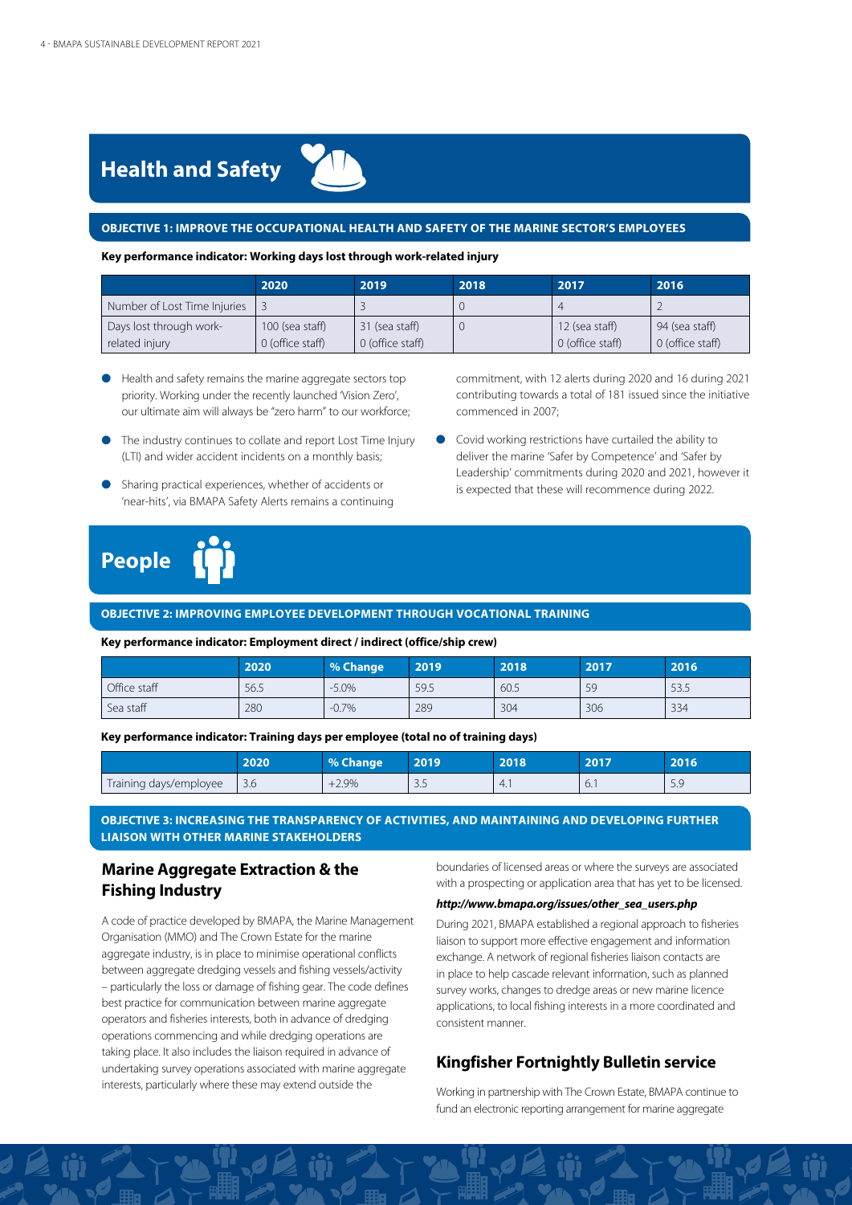# Health and Safety

## OBJECTIVE 1: IMPROVE THE OCCUPATIONAL HEALTH AND SAFETY OF THE MARINE SECTOR'S EMPLOYEES

**Key performance indicator: Working days lost through work-related injury**

| | 2020 | 2019 | 2018 | 2017 | 2016 |
|---|---|---|---|---|---|
| Number of Lost Time Injuries | 3 | 3 | 0 | 4 | 2 |
| Days lost through work-related injury | 100 (sea staff) 0 (office staff) | 31 (sea staff) 0 (office staff) | 0 | 12 (sea staff) 0 (office staff) | 94 (sea staff) 0 (office staff) |

- Health and safety remains the marine aggregate sectors top priority. Working under the recently launched 'Vision Zero', our ultimate aim will always be "zero harm" to our workforce;
- The industry continues to collate and report Lost Time Injury (LTI) and wider accident incidents on a monthly basis;
- Sharing practical experiences, whether of accidents or 'near-hits', via BMAPA Safety Alerts remains a continuing commitment, with 12 alerts during 2020 and 16 during 2021 contributing towards a total of 181 issued since the initiative commenced in 2007;
- Covid working restrictions have curtailed the ability to deliver the marine 'Safer by Competence' and 'Safer by Leadership' commitments during 2020 and 2021, however it is expected that these will recommence during 2022.

# People

## OBJECTIVE 2: IMPROVING EMPLOYEE DEVELOPMENT THROUGH VOCATIONAL TRAINING

**Key performance indicator: Employment direct / indirect (office/ship crew)**

| | 2020 | % Change | 2019 | 2018 | 2017 | 2016 |
|---|---|---|---|---|---|---|
| Office staff | 56.5 | -5.0% | 59.5 | 60.5 | 59 | 53.5 |
| Sea staff | 280 | -0.7% | 289 | 304 | 306 | 334 |

**Key performance indicator: Training days per employee (total no of training days)**

| | 2020 | % Change | 2019 | 2018 | 2017 | 2016 |
|---|---|---|---|---|---|---|
| Training days/employee | 3.6 | +2.9% | 3.5 | 4.1 | 6.1 | 5.9 |

## OBJECTIVE 3: INCREASING THE TRANSPARENCY OF ACTIVITIES, AND MAINTAINING AND DEVELOPING FURTHER LIAISON WITH OTHER MARINE STAKEHOLDERS

### Marine Aggregate Extraction & the Fishing Industry

A code of practice developed by BMAPA, the Marine Management Organisation (MMO) and The Crown Estate for the marine aggregate industry, is in place to minimise operational conflicts between aggregate dredging vessels and fishing vessels/activity – particularly the loss or damage of fishing gear. The code defines best practice for communication between marine aggregate operators and fisheries interests, both in advance of dredging operations commencing and while dredging operations are taking place. It also includes the liaison required in advance of undertaking survey operations associated with marine aggregate interests, particularly where these may extend outside the boundaries of licensed areas or where the surveys are associated with a prospecting or application area that has yet to be licensed.

***http://www.bmapa.org/issues/other_sea_users.php***

During 2021, BMAPA established a regional approach to fisheries liaison to support more effective engagement and information exchange. A network of regional fisheries liaison contacts are in place to help cascade relevant information, such as planned survey works, changes to dredge areas or new marine licence applications, to local fishing interests in a more coordinated and consistent manner.

### Kingfisher Fortnightly Bulletin service

Working in partnership with The Crown Estate, BMAPA continue to fund an electronic reporting arrangement for marine aggregate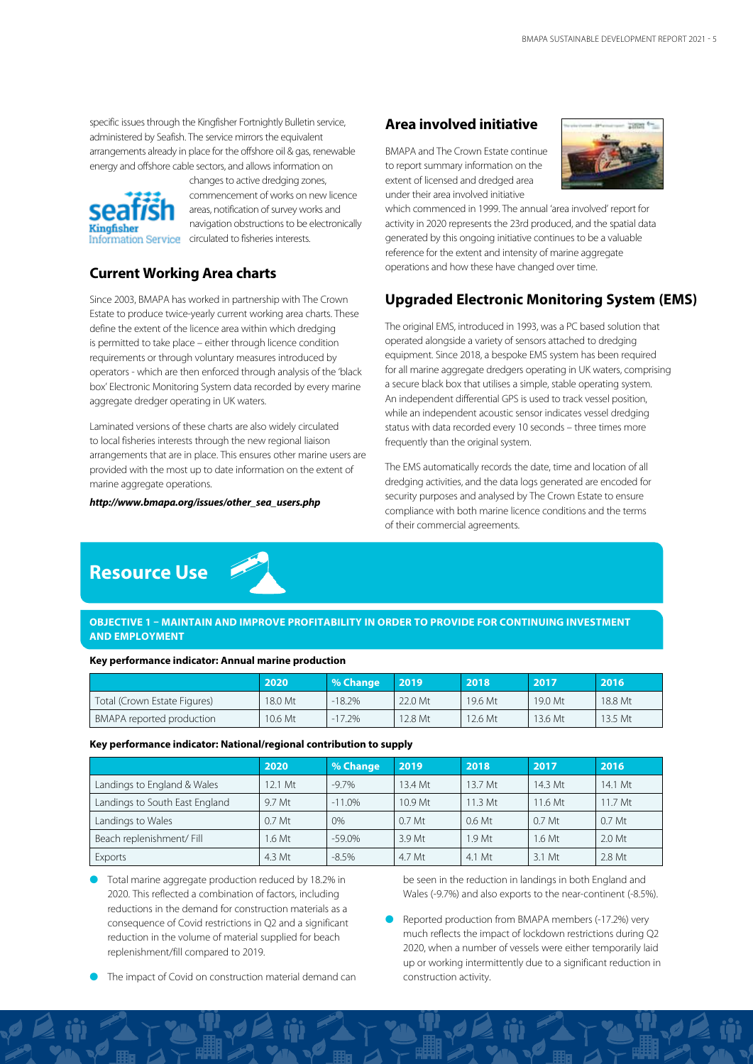specific issues through the Kingfisher Fortnightly Bulletin service, administered by Seafish. The service mirrors the equivalent arrangements already in place for the offshore oil & gas, renewable energy and offshore cable sectors, and allows information on changes to active dredging zones, commencement of works on new licence areas, notification of survey works and navigation obstructions to be electronically circulated to fisheries interests.

## Current Working Area charts

Since 2003, BMAPA has worked in partnership with The Crown Estate to produce twice-yearly current working area charts. These define the extent of the licence area within which dredging is permitted to take place – either through licence condition requirements or through voluntary measures introduced by operators - which are then enforced through analysis of the 'black box' Electronic Monitoring System data recorded by every marine aggregate dredger operating in UK waters.

Laminated versions of these charts are also widely circulated to local fisheries interests through the new regional liaison arrangements that are in place. This ensures other marine users are provided with the most up to date information on the extent of marine aggregate operations.

***http://www.bmapa.org/issues/other_sea_users.php***

## Area involved initiative

BMAPA and The Crown Estate continue to report summary information on the extent of licensed and dredged area under their area involved initiative which commenced in 1999. The annual 'area involved' report for activity in 2020 represents the 23rd produced, and the spatial data generated by this ongoing initiative continues to be a valuable reference for the extent and intensity of marine aggregate operations and how these have changed over time.

## Upgraded Electronic Monitoring System (EMS)

The original EMS, introduced in 1993, was a PC based solution that operated alongside a variety of sensors attached to dredging equipment. Since 2018, a bespoke EMS system has been required for all marine aggregate dredgers operating in UK waters, comprising a secure black box that utilises a simple, stable operating system. An independent differential GPS is used to track vessel position, while an independent acoustic sensor indicates vessel dredging status with data recorded every 10 seconds – three times more frequently than the original system.

The EMS automatically records the date, time and location of all dredging activities, and the data logs generated are encoded for security purposes and analysed by The Crown Estate to ensure compliance with both marine licence conditions and the terms of their commercial agreements.

# Resource Use

**OBJECTIVE 1 – MAINTAIN AND IMPROVE PROFITABILITY IN ORDER TO PROVIDE FOR CONTINUING INVESTMENT AND EMPLOYMENT**

**Key performance indicator: Annual marine production**

| | 2020 | % Change | 2019 | 2018 | 2017 | 2016 |
|---|---|---|---|---|---|---|
| Total (Crown Estate Figures) | 18.0 Mt | -18.2% | 22.0 Mt | 19.6 Mt | 19.0 Mt | 18.8 Mt |
| BMAPA reported production | 10.6 Mt | -17.2% | 12.8 Mt | 12.6 Mt | 13.6 Mt | 13.5 Mt |

**Key performance indicator: National/regional contribution to supply**

| | 2020 | % Change | 2019 | 2018 | 2017 | 2016 |
|---|---|---|---|---|---|---|
| Landings to England & Wales | 12.1 Mt | -9.7% | 13.4 Mt | 13.7 Mt | 14.3 Mt | 14.1 Mt |
| Landings to South East England | 9.7 Mt | -11.0% | 10.9 Mt | 11.3 Mt | 11.6 Mt | 11.7 Mt |
| Landings to Wales | 0.7 Mt | 0% | 0.7 Mt | 0.6 Mt | 0.7 Mt | 0.7 Mt |
| Beach replenishment/ Fill | 1.6 Mt | -59.0% | 3.9 Mt | 1.9 Mt | 1.6 Mt | 2.0 Mt |
| Exports | 4.3 Mt | -8.5% | 4.7 Mt | 4.1 Mt | 3.1 Mt | 2.8 Mt |

- Total marine aggregate production reduced by 18.2% in 2020. This reflected a combination of factors, including reductions in the demand for construction materials as a consequence of Covid restrictions in Q2 and a significant reduction in the volume of material supplied for beach replenishment/fill compared to 2019.
- The impact of Covid on construction material demand can be seen in the reduction in landings in both England and Wales (-9.7%) and also exports to the near-continent (-8.5%).
- Reported production from BMAPA members (-17.2%) very much reflects the impact of lockdown restrictions during Q2 2020, when a number of vessels were either temporarily laid up or working intermittently due to a significant reduction in construction activity.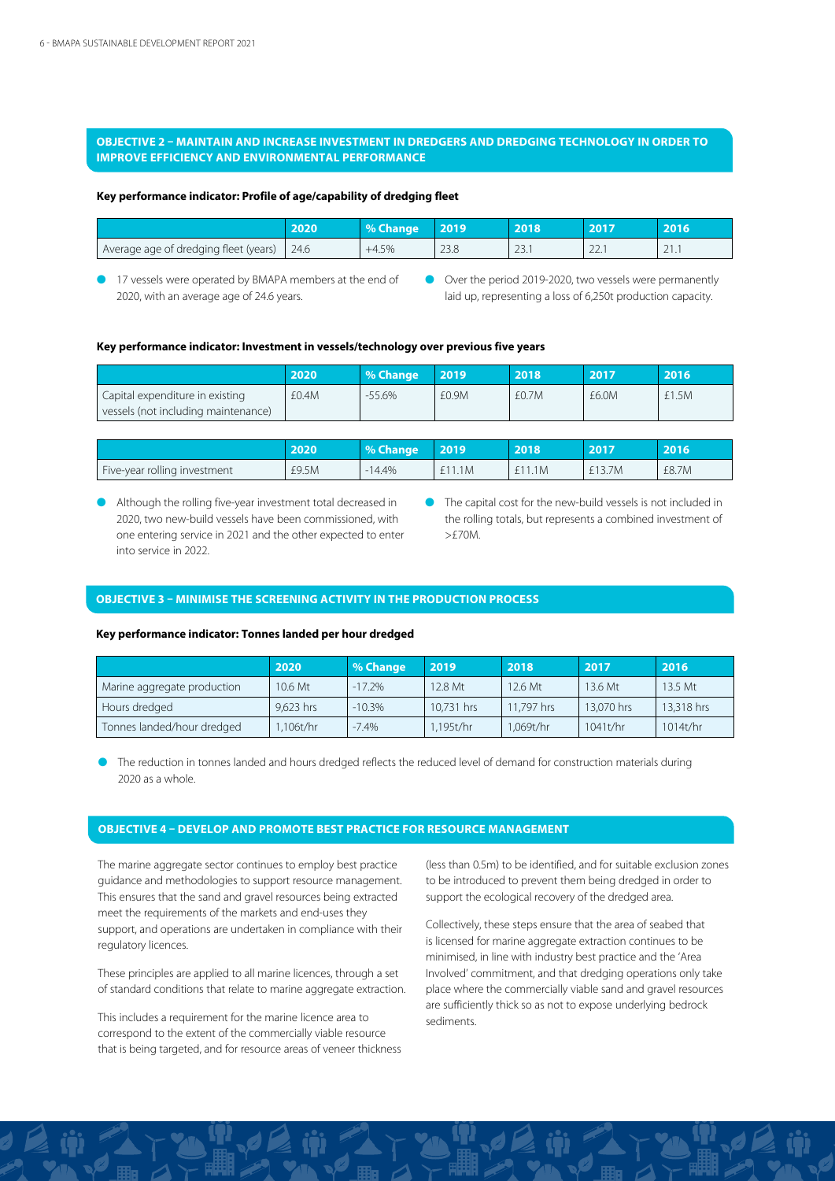## OBJECTIVE 2 – MAINTAIN AND INCREASE INVESTMENT IN DREDGERS AND DREDGING TECHNOLOGY IN ORDER TO IMPROVE EFFICIENCY AND ENVIRONMENTAL PERFORMANCE

**Key performance indicator: Profile of age/capability of dredging fleet**

| | 2020 | % Change | 2019 | 2018 | 2017 | 2016 |
|---|---|---|---|---|---|---|
| Average age of dredging fleet (years) | 24.6 | +4.5% | 23.8 | 23.1 | 22.1 | 21.1 |

- 17 vessels were operated by BMAPA members at the end of 2020, with an average age of 24.6 years.
- Over the period 2019-2020, two vessels were permanently laid up, representing a loss of 6,250t production capacity.

**Key performance indicator: Investment in vessels/technology over previous five years**

| | 2020 | % Change | 2019 | 2018 | 2017 | 2016 |
|---|---|---|---|---|---|---|
| Capital expenditure in existing vessels (not including maintenance) | £0.4M | -55.6% | £0.9M | £0.7M | £6.0M | £1.5M |

| | 2020 | % Change | 2019 | 2018 | 2017 | 2016 |
|---|---|---|---|---|---|---|
| Five-year rolling investment | £9.5M | -14.4% | £11.1M | £11.1M | £13.7M | £8.7M |

- Although the rolling five-year investment total decreased in 2020, two new-build vessels have been commissioned, with one entering service in 2021 and the other expected to enter into service in 2022.
- The capital cost for the new-build vessels is not included in the rolling totals, but represents a combined investment of >£70M.

## OBJECTIVE 3 – MINIMISE THE SCREENING ACTIVITY IN THE PRODUCTION PROCESS

**Key performance indicator: Tonnes landed per hour dredged**

| | 2020 | % Change | 2019 | 2018 | 2017 | 2016 |
|---|---|---|---|---|---|---|
| Marine aggregate production | 10.6 Mt | -17.2% | 12.8 Mt | 12.6 Mt | 13.6 Mt | 13.5 Mt |
| Hours dredged | 9,623 hrs | -10.3% | 10,731 hrs | 11,797 hrs | 13,070 hrs | 13,318 hrs |
| Tonnes landed/hour dredged | 1,106t/hr | -7.4% | 1,195t/hr | 1,069t/hr | 1041t/hr | 1014t/hr |

- The reduction in tonnes landed and hours dredged reflects the reduced level of demand for construction materials during 2020 as a whole.

## OBJECTIVE 4 – DEVELOP AND PROMOTE BEST PRACTICE FOR RESOURCE MANAGEMENT

The marine aggregate sector continues to employ best practice guidance and methodologies to support resource management. This ensures that the sand and gravel resources being extracted meet the requirements of the markets and end-uses they support, and operations are undertaken in compliance with their regulatory licences.

These principles are applied to all marine licences, through a set of standard conditions that relate to marine aggregate extraction.

This includes a requirement for the marine licence area to correspond to the extent of the commercially viable resource that is being targeted, and for resource areas of veneer thickness (less than 0.5m) to be identified, and for suitable exclusion zones to be introduced to prevent them being dredged in order to support the ecological recovery of the dredged area.

Collectively, these steps ensure that the area of seabed that is licensed for marine aggregate extraction continues to be minimised, in line with industry best practice and the 'Area Involved' commitment, and that dredging operations only take place where the commercially viable sand and gravel resources are sufficiently thick so as not to expose underlying bedrock sediments.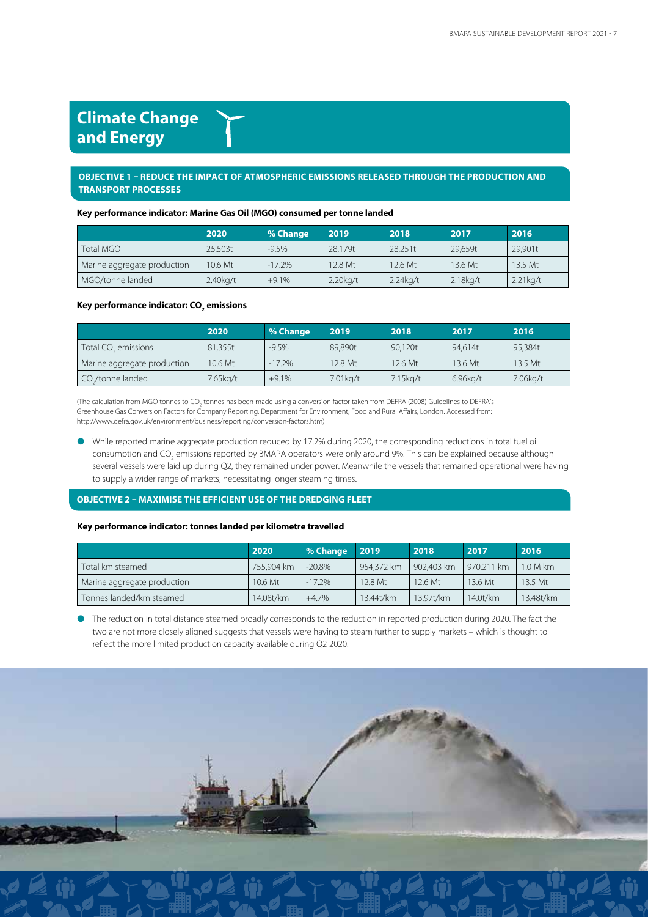# Climate Change and Energy

## OBJECTIVE 1 – REDUCE THE IMPACT OF ATMOSPHERIC EMISSIONS RELEASED THROUGH THE PRODUCTION AND TRANSPORT PROCESSES

**Key performance indicator: Marine Gas Oil (MGO) consumed per tonne landed**

| | 2020 | % Change | 2019 | 2018 | 2017 | 2016 |
|---|---|---|---|---|---|---|
| Total MGO | 25,503t | -9.5% | 28,179t | 28,251t | 29,659t | 29,901t |
| Marine aggregate production | 10.6 Mt | -17.2% | 12.8 Mt | 12.6 Mt | 13.6 Mt | 13.5 Mt |
| MGO/tonne landed | 2.40kg/t | +9.1% | 2.20kg/t | 2.24kg/t | 2.18kg/t | 2.21kg/t |

**Key performance indicator: $CO_2$ emissions**

| | 2020 | % Change | 2019 | 2018 | 2017 | 2016 |
|---|---|---|---|---|---|---|
| Total $CO_2$ emissions | 81,355t | -9.5% | 89,890t | 90,120t | 94,614t | 95,384t |
| Marine aggregate production | 10.6 Mt | -17.2% | 12.8 Mt | 12.6 Mt | 13.6 Mt | 13.5 Mt |
| $CO_2$/tonne landed | 7.65kg/t | +9.1% | 7.01kg/t | 7.15kg/t | 6.96kg/t | 7.06kg/t |

(The calculation from MGO tonnes to $CO_2$ tonnes has been made using a conversion factor taken from DEFRA (2008) Guidelines to DEFRA's Greenhouse Gas Conversion Factors for Company Reporting. Department for Environment, Food and Rural Affairs, London. Accessed from: http://www.defra.gov.uk/environment/business/reporting/conversion-factors.htm)

- While reported marine aggregate production reduced by 17.2% during 2020, the corresponding reductions in total fuel oil consumption and $CO_2$ emissions reported by BMAPA operators were only around 9%. This can be explained because although several vessels were laid up during Q2, they remained under power. Meanwhile the vessels that remained operational were having to supply a wider range of markets, necessitating longer steaming times.

## OBJECTIVE 2 – MAXIMISE THE EFFICIENT USE OF THE DREDGING FLEET

**Key performance indicator: tonnes landed per kilometre travelled**

| | 2020 | % Change | 2019 | 2018 | 2017 | 2016 |
|---|---|---|---|---|---|---|
| Total km steamed | 755,904 km | -20.8% | 954,372 km | 902,403 km | 970,211 km | 1.0 M km |
| Marine aggregate production | 10.6 Mt | -17.2% | 12.8 Mt | 12.6 Mt | 13.6 Mt | 13.5 Mt |
| Tonnes landed/km steamed | 14.08t/km | +4.7% | 13.44t/km | 13.97t/km | 14.0t/km | 13.48t/km |

- The reduction in total distance steamed broadly corresponds to the reduction in reported production during 2020. The fact the two are not more closely aligned suggests that vessels were having to steam further to supply markets – which is thought to reflect the more limited production capacity available during Q2 2020.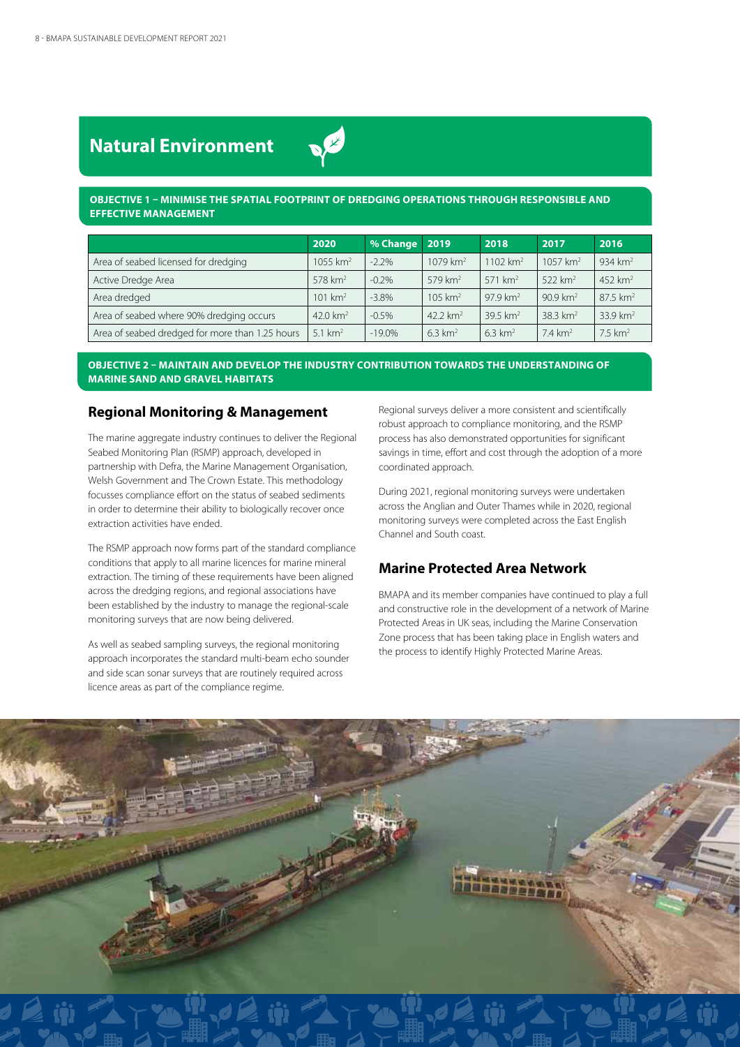# Natural Environment

**OBJECTIVE 1 – MINIMISE THE SPATIAL FOOTPRINT OF DREDGING OPERATIONS THROUGH RESPONSIBLE AND EFFECTIVE MANAGEMENT**

| | 2020 | % Change | 2019 | 2018 | 2017 | 2016 |
|---|---|---|---|---|---|---|
| Area of seabed licensed for dredging | 1055 $km^2$ | -2.2% | 1079 $km^2$ | 1102 $km^2$ | 1057 $km^2$ | 934 $km^2$ |
| Active Dredge Area | 578 $km^2$ | -0.2% | 579 $km^2$ | 571 $km^2$ | 522 $km^2$ | 452 $km^2$ |
| Area dredged | 101 $km^2$ | -3.8% | 105 $km^2$ | 97.9 $km^2$ | 90.9 $km^2$ | 87.5 $km^2$ |
| Area of seabed where 90% dredging occurs | 42.0 $km^2$ | -0.5% | 42.2 $km^2$ | 39.5 $km^2$ | 38.3 $km^2$ | 33.9 $km^2$ |
| Area of seabed dredged for more than 1.25 hours | 5.1 $km^2$ | -19.0% | 6.3 $km^2$ | 6.3 $km^2$ | 7.4 $km^2$ | 7.5 $km^2$ |

**OBJECTIVE 2 – MAINTAIN AND DEVELOP THE INDUSTRY CONTRIBUTION TOWARDS THE UNDERSTANDING OF MARINE SAND AND GRAVEL HABITATS**

## Regional Monitoring & Management

The marine aggregate industry continues to deliver the Regional Seabed Monitoring Plan (RSMP) approach, developed in partnership with Defra, the Marine Management Organisation, Welsh Government and The Crown Estate. This methodology focusses compliance effort on the status of seabed sediments in order to determine their ability to biologically recover once extraction activities have ended.

The RSMP approach now forms part of the standard compliance conditions that apply to all marine licences for marine mineral extraction. The timing of these requirements have been aligned across the dredging regions, and regional associations have been established by the industry to manage the regional-scale monitoring surveys that are now being delivered.

As well as seabed sampling surveys, the regional monitoring approach incorporates the standard multi-beam echo sounder and side scan sonar surveys that are routinely required across licence areas as part of the compliance regime.

Regional surveys deliver a more consistent and scientifically robust approach to compliance monitoring, and the RSMP process has also demonstrated opportunities for significant savings in time, effort and cost through the adoption of a more coordinated approach.

During 2021, regional monitoring surveys were undertaken across the Anglian and Outer Thames while in 2020, regional monitoring surveys were completed across the East English Channel and South coast.

## Marine Protected Area Network

BMAPA and its member companies have continued to play a full and constructive role in the development of a network of Marine Protected Areas in UK seas, including the Marine Conservation Zone process that has been taking place in English waters and the process to identify Highly Protected Marine Areas.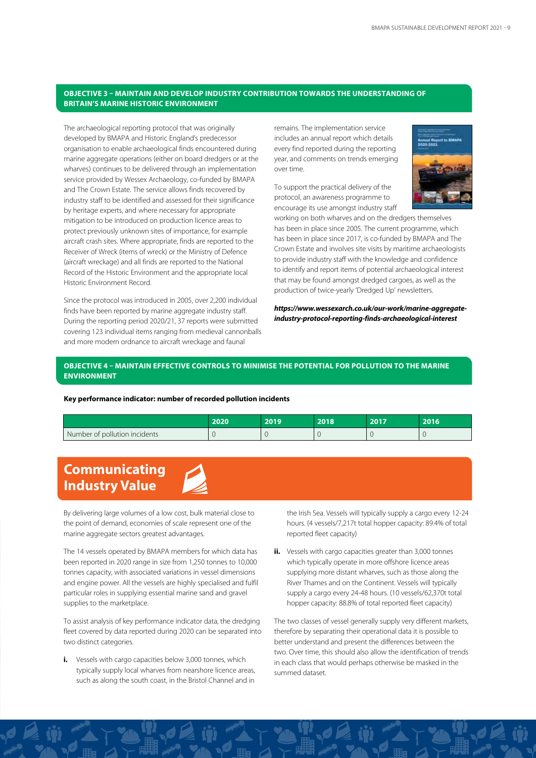### OBJECTIVE 3 – MAINTAIN AND DEVELOP INDUSTRY CONTRIBUTION TOWARDS THE UNDERSTANDING OF BRITAIN'S MARINE HISTORIC ENVIRONMENT

The archaeological reporting protocol that was originally developed by BMAPA and Historic England's predecessor organisation to enable archaeological finds encountered during marine aggregate operations (either on board dredgers or at the wharves) continues to be delivered through an implementation service provided by Wessex Archaeology, co-funded by BMAPA and The Crown Estate. The service allows finds recovered by industry staff to be identified and assessed for their significance by heritage experts, and where necessary for appropriate mitigation to be introduced on production licence areas to protect previously unknown sites of importance, for example aircraft crash sites. Where appropriate, finds are reported to the Receiver of Wreck (items of wreck) or the Ministry of Defence (aircraft wreckage) and all finds are reported to the National Record of the Historic Environment and the appropriate local Historic Environment Record.

Since the protocol was introduced in 2005, over 2,200 individual finds have been reported by marine aggregate industry staff. During the reporting period 2020/21, 37 reports were submitted covering 123 individual items ranging from medieval cannonballs and more modern ordnance to aircraft wreckage and faunal remains. The implementation service includes an annual report which details every find reported during the reporting year, and comments on trends emerging over time.

To support the practical delivery of the protocol, an awareness programme to encourage its use amongst industry staff working on both wharves and on the dredgers themselves has been in place since 2005. The current programme, which has been in place since 2017, is co-funded by BMAPA and The Crown Estate and involves site visits by maritime archaeologists to provide industry staff with the knowledge and confidence to identify and report items of potential archaeological interest that may be found amongst dredged cargoes, as well as the production of twice-yearly 'Dredged Up' newsletters.

***https://www.wessexarch.co.uk/our-work/marine-aggregate-industry-protocol-reporting-finds-archaeological-interest***

### OBJECTIVE 4 – MAINTAIN EFFECTIVE CONTROLS TO MINIMISE THE POTENTIAL FOR POLLUTION TO THE MARINE ENVIRONMENT

**Key performance indicator: number of recorded pollution incidents**

| | 2020 | 2019 | 2018 | 2017 | 2016 |
|---|---|---|---|---|---|
| Number of pollution incidents | 0 | 0 | 0 | 0 | 0 |

## Communicating Industry Value

By delivering large volumes of a low cost, bulk material close to the point of demand, economies of scale represent one of the marine aggregate sectors greatest advantages.

The 14 vessels operated by BMAPA members for which data has been reported in 2020 range in size from 1,250 tonnes to 10,000 tonnes capacity, with associated variations in vessel dimensions and engine power. All the vessels are highly specialised and fulfil particular roles in supplying essential marine sand and gravel supplies to the marketplace.

To assist analysis of key performance indicator data, the dredging fleet covered by data reported during 2020 can be separated into two distinct categories.

**i.** Vessels with cargo capacities below 3,000 tonnes, which typically supply local wharves from nearshore licence areas, such as along the south coast, in the Bristol Channel and in the Irish Sea. Vessels will typically supply a cargo every 12-24 hours. (4 vessels/7,217t total hopper capacity: 89.4% of total reported fleet capacity)

**ii.** Vessels with cargo capacities greater than 3,000 tonnes which typically operate in more offshore licence areas supplying more distant wharves, such as those along the River Thames and on the Continent. Vessels will typically supply a cargo every 24-48 hours. (10 vessels/62,370t total hopper capacity: 88.8% of total reported fleet capacity)

The two classes of vessel generally supply very different markets, therefore by separating their operational data it is possible to better understand and present the differences between the two. Over time, this should also allow the identification of trends in each class that would perhaps otherwise be masked in the summed dataset.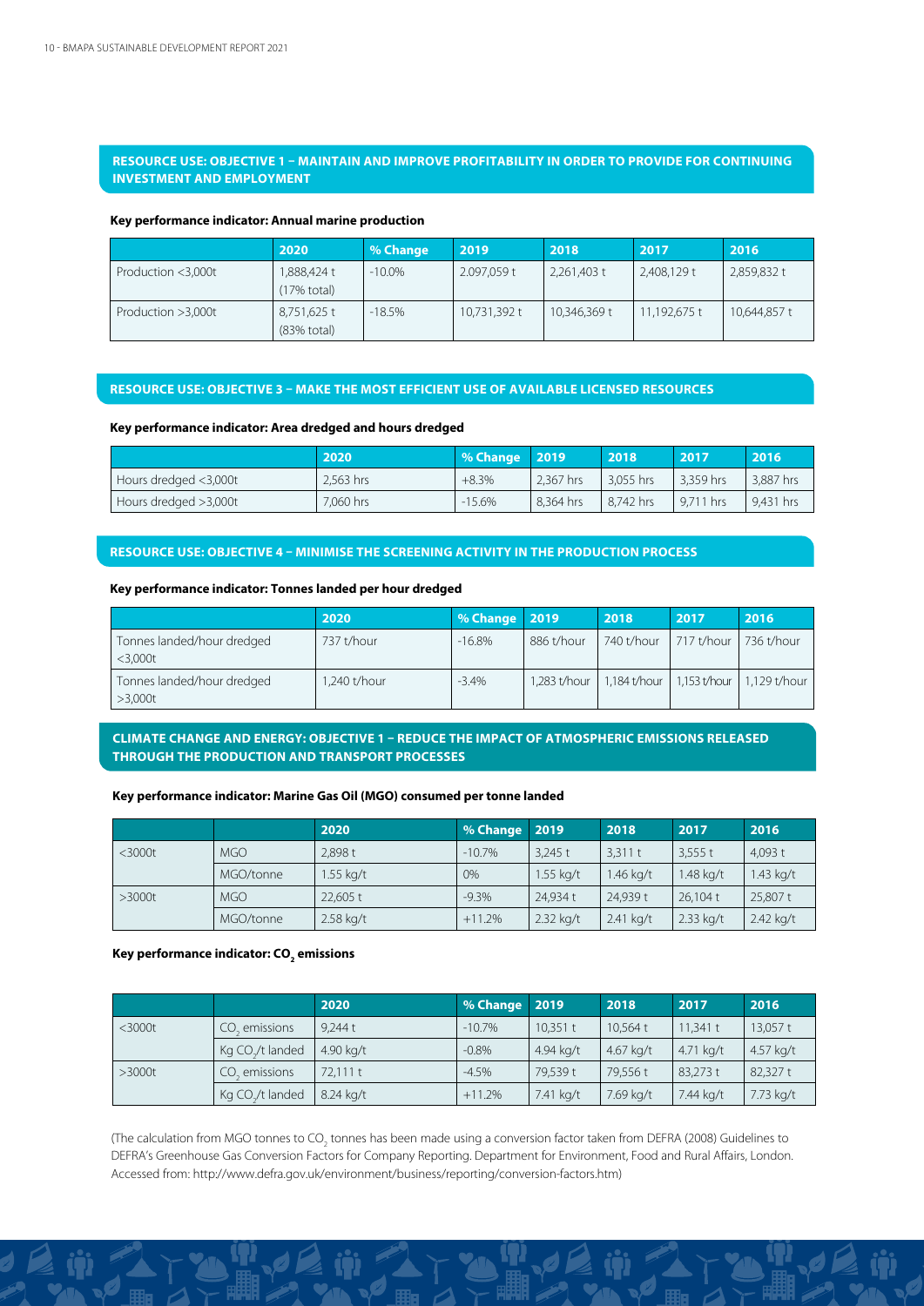## RESOURCE USE: OBJECTIVE 1 – MAINTAIN AND IMPROVE PROFITABILITY IN ORDER TO PROVIDE FOR CONTINUING INVESTMENT AND EMPLOYMENT

**Key performance indicator: Annual marine production**

| | 2020 | % Change | 2019 | 2018 | 2017 | 2016 |
|---|---|---|---|---|---|---|
| Production <3,000t | 1,888,424 t (17% total) | -10.0% | 2.097,059 t | 2,261,403 t | 2,408,129 t | 2,859,832 t |
| Production >3,000t | 8,751,625 t (83% total) | -18.5% | 10,731,392 t | 10,346,369 t | 11,192,675 t | 10,644,857 t |

## RESOURCE USE: OBJECTIVE 3 – MAKE THE MOST EFFICIENT USE OF AVAILABLE LICENSED RESOURCES

**Key performance indicator: Area dredged and hours dredged**

| | 2020 | % Change | 2019 | 2018 | 2017 | 2016 |
|---|---|---|---|---|---|---|
| Hours dredged <3,000t | 2,563 hrs | +8.3% | 2,367 hrs | 3,055 hrs | 3,359 hrs | 3,887 hrs |
| Hours dredged >3,000t | 7,060 hrs | -15.6% | 8,364 hrs | 8,742 hrs | 9,711 hrs | 9,431 hrs |

## RESOURCE USE: OBJECTIVE 4 – MINIMISE THE SCREENING ACTIVITY IN THE PRODUCTION PROCESS

**Key performance indicator: Tonnes landed per hour dredged**

| | 2020 | % Change | 2019 | 2018 | 2017 | 2016 |
|---|---|---|---|---|---|---|
| Tonnes landed/hour dredged <3,000t | 737 t/hour | -16.8% | 886 t/hour | 740 t/hour | 717 t/hour | 736 t/hour |
| Tonnes landed/hour dredged >3,000t | 1,240 t/hour | -3.4% | 1,283 t/hour | 1,184 t/hour | 1,153 t/hour | 1,129 t/hour |

## CLIMATE CHANGE AND ENERGY: OBJECTIVE 1 – REDUCE THE IMPACT OF ATMOSPHERIC EMISSIONS RELEASED THROUGH THE PRODUCTION AND TRANSPORT PROCESSES

**Key performance indicator: Marine Gas Oil (MGO) consumed per tonne landed**

| | | 2020 | % Change | 2019 | 2018 | 2017 | 2016 |
|---|---|---|---|---|---|---|---|
| <3000t | MGO | 2,898 t | -10.7% | 3,245 t | 3,311 t | 3,555 t | 4,093 t |
| | MGO/tonne | 1.55 kg/t | 0% | 1.55 kg/t | 1.46 kg/t | 1.48 kg/t | 1.43 kg/t |
| >3000t | MGO | 22,605 t | -9.3% | 24,934 t | 24,939 t | 26,104 t | 25,807 t |
| | MGO/tonne | 2.58 kg/t | +11.2% | 2.32 kg/t | 2.41 kg/t | 2.33 kg/t | 2.42 kg/t |

**Key performance indicator: $CO_2$ emissions**

| | | 2020 | % Change | 2019 | 2018 | 2017 | 2016 |
|---|---|---|---|---|---|---|---|
| <3000t | $CO_2$ emissions | 9,244 t | -10.7% | 10,351 t | 10,564 t | 11,341 t | 13,057 t |
| | Kg $CO_2$/t landed | 4.90 kg/t | -0.8% | 4.94 kg/t | 4.67 kg/t | 4.71 kg/t | 4.57 kg/t |
| >3000t | $CO_2$ emissions | 72,111 t | -4.5% | 79,539 t | 79,556 t | 83,273 t | 82,327 t |
| | Kg $CO_2$/t landed | 8.24 kg/t | +11.2% | 7.41 kg/t | 7.69 kg/t | 7.44 kg/t | 7.73 kg/t |

(The calculation from MGO tonnes to $CO_2$ tonnes has been made using a conversion factor taken from DEFRA (2008) Guidelines to DEFRA's Greenhouse Gas Conversion Factors for Company Reporting. Department for Environment, Food and Rural Affairs, London. Accessed from: http://www.defra.gov.uk/environment/business/reporting/conversion-factors.htm)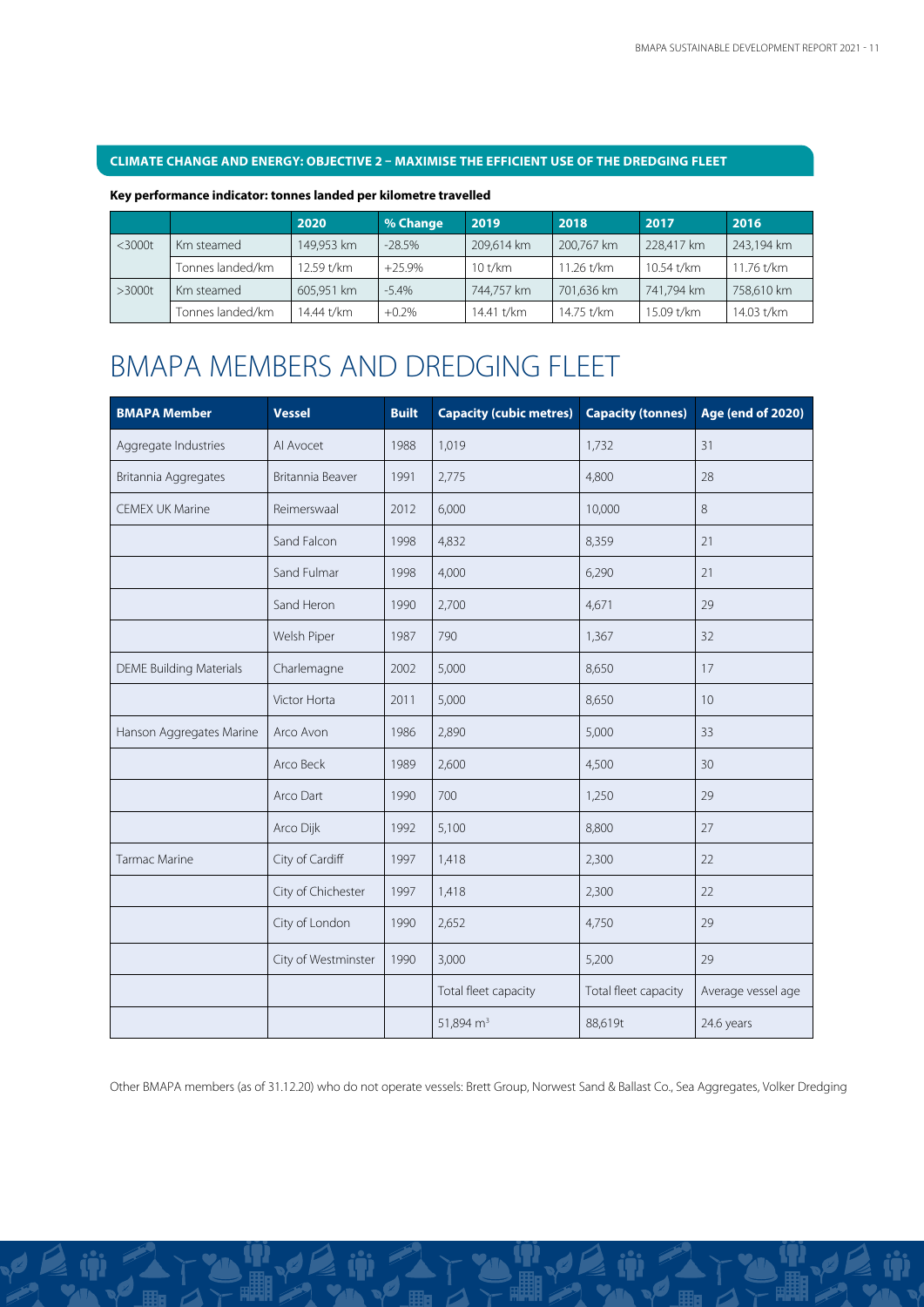**CLIMATE CHANGE AND ENERGY: OBJECTIVE 2 – MAXIMISE THE EFFICIENT USE OF THE DREDGING FLEET**

**Key performance indicator: tonnes landed per kilometre travelled**

| | | 2020 | % Change | 2019 | 2018 | 2017 | 2016 |
|---|---|---|---|---|---|---|---|
| <3000t | Km steamed | 149,953 km | -28.5% | 209,614 km | 200,767 km | 228,417 km | 243,194 km |
| | Tonnes landed/km | 12.59 t/km | +25.9% | 10 t/km | 11.26 t/km | 10.54 t/km | 11.76 t/km |
| >3000t | Km steamed | 605,951 km | -5.4% | 744,757 km | 701,636 km | 741,794 km | 758,610 km |
| | Tonnes landed/km | 14.44 t/km | +0.2% | 14.41 t/km | 14.75 t/km | 15.09 t/km | 14.03 t/km |

# BMAPA MEMBERS AND DREDGING FLEET

| BMAPA Member | Vessel | Built | Capacity (cubic metres) | Capacity (tonnes) | Age (end of 2020) |
|---|---|---|---|---|---|
| Aggregate Industries | AI Avocet | 1988 | 1,019 | 1,732 | 31 |
| Britannia Aggregates | Britannia Beaver | 1991 | 2,775 | 4,800 | 28 |
| CEMEX UK Marine | Reimerswaal | 2012 | 6,000 | 10,000 | 8 |
| | Sand Falcon | 1998 | 4,832 | 8,359 | 21 |
| | Sand Fulmar | 1998 | 4,000 | 6,290 | 21 |
| | Sand Heron | 1990 | 2,700 | 4,671 | 29 |
| | Welsh Piper | 1987 | 790 | 1,367 | 32 |
| DEME Building Materials | Charlemagne | 2002 | 5,000 | 8,650 | 17 |
| | Victor Horta | 2011 | 5,000 | 8,650 | 10 |
| Hanson Aggregates Marine | Arco Avon | 1986 | 2,890 | 5,000 | 33 |
| | Arco Beck | 1989 | 2,600 | 4,500 | 30 |
| | Arco Dart | 1990 | 700 | 1,250 | 29 |
| | Arco Dijk | 1992 | 5,100 | 8,800 | 27 |
| Tarmac Marine | City of Cardiff | 1997 | 1,418 | 2,300 | 22 |
| | City of Chichester | 1997 | 1,418 | 2,300 | 22 |
| | City of London | 1990 | 2,652 | 4,750 | 29 |
| | City of Westminster | 1990 | 3,000 | 5,200 | 29 |
| | | | Total fleet capacity | Total fleet capacity | Average vessel age |
| | | | 51,894 $m^3$ | 88,619t | 24.6 years |

Other BMAPA members (as of 31.12.20) who do not operate vessels: Brett Group, Norwest Sand & Ballast Co., Sea Aggregates, Volker Dredging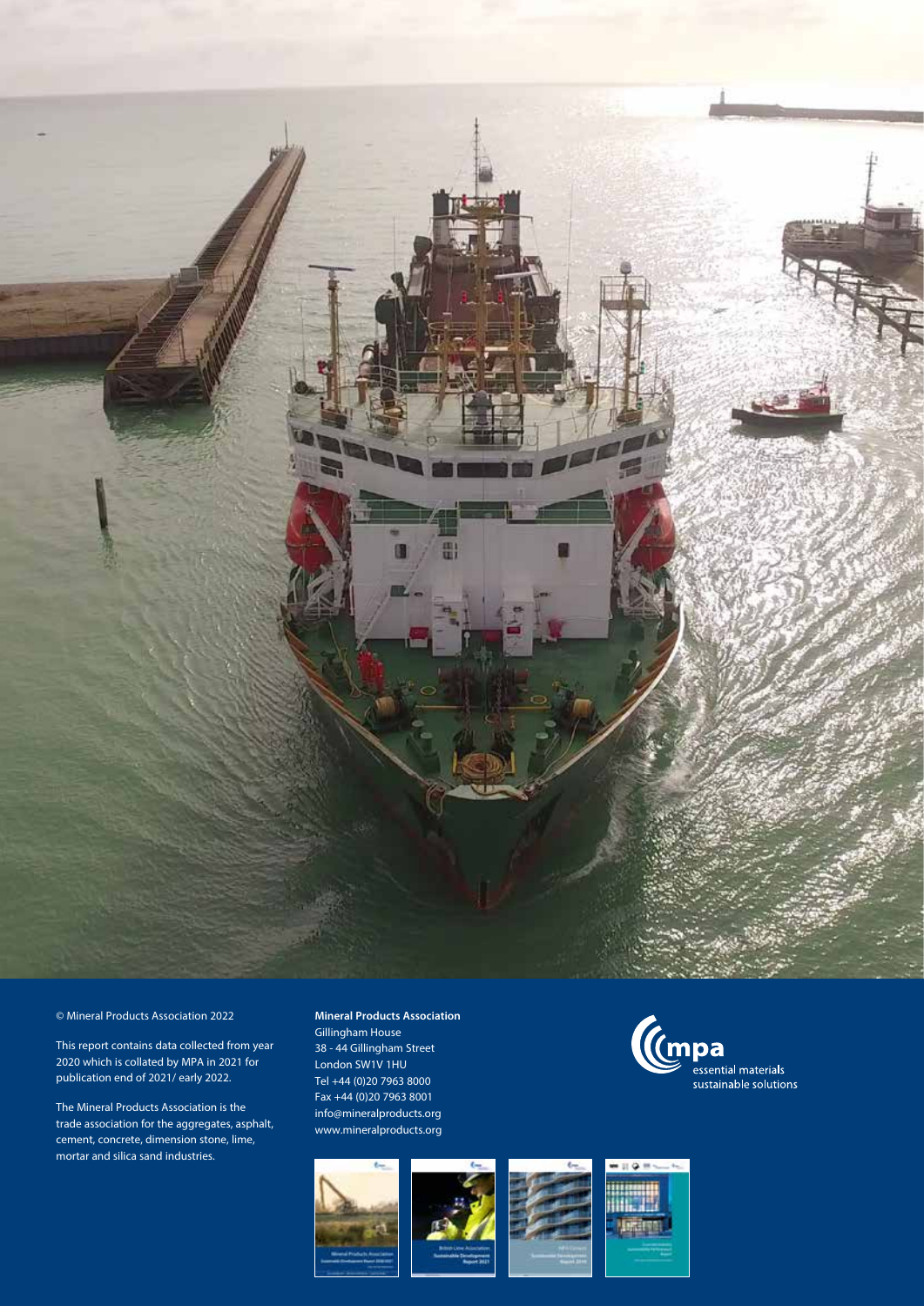© Mineral Products Association 2022

This report contains data collected from year 2020 which is collated by MPA in 2021 for publication end of 2021/ early 2022.

The Mineral Products Association is the trade association for the aggregates, asphalt, cement, concrete, dimension stone, lime, mortar and silica sand industries.

**Mineral Products Association**
Gillingham House
38 - 44 Gillingham Street
London SW1V 1HU
Tel +44 (0)20 7963 8000
Fax +44 (0)20 7963 8001
info@mineralproducts.org
www.mineralproducts.org

mpa
essential materials
sustainable solutions